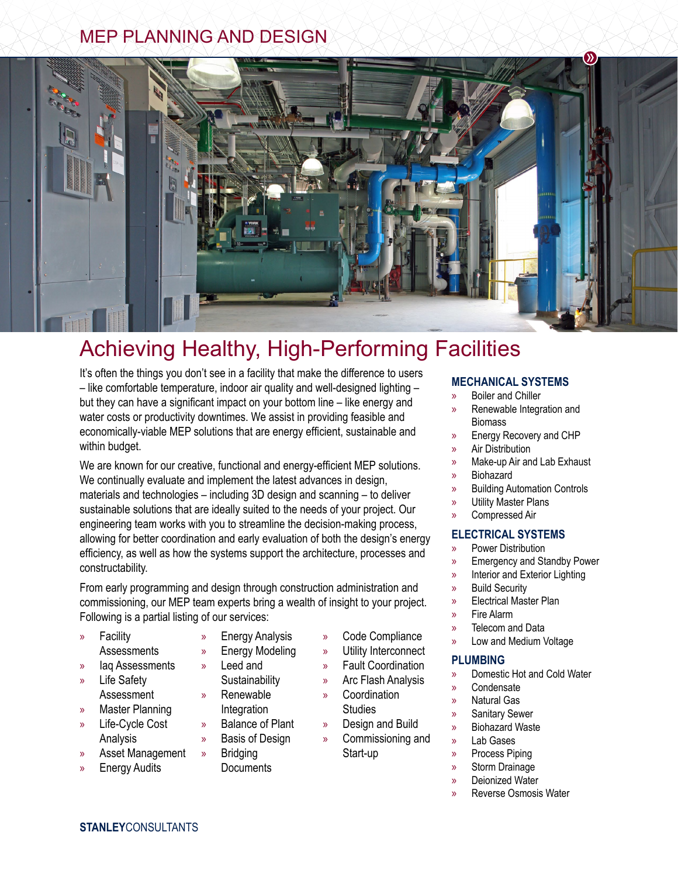MEP PLANNING AND DESIGN

# Achieving Healthy, High-Performing Facilities

It's often the things you don't see in a facility that make the difference to users – like comfortable temperature, indoor air quality and well-designed lighting – but they can have a significant impact on your bottom line – like energy and water costs or productivity downtimes. We assist in providing feasible and economically-viable MEP solutions that are energy efficient, sustainable and within budget.

We are known for our creative, functional and energy-efficient MEP solutions. We continually evaluate and implement the latest advances in design, materials and technologies – including 3D design and scanning – to deliver sustainable solutions that are ideally suited to the needs of your project. Our engineering team works with you to streamline the decision-making process, allowing for better coordination and early evaluation of both the design's energy efficiency, as well as how the systems support the architecture, processes and constructability.

From early programming and design through construction administration and commissioning, our MEP team experts bring a wealth of insight to your project. Following is a partial listing of our services:

- Facility Assessments
- Iaq Assessments
- Life Safety Assessment
- Master Planning
- Life-Cycle Cost Analysis
- Asset Management
- Energy Audits
- Energy Analysis
- Energy Modeling
- Leed and Sustainability
- Renewable Integration
- Balance of Plant
- Basis of Design
- Bridging Documents
- Code Compliance
- Utility Interconnect
- Fault Coordination
- Arc Flash Analysis
- Coordination Studies
- Design and Build
- Commissioning and Start-up

### MECHANICAL SYSTEMS

- Boiler and Chiller
- Renewable Integration and Biomass
- Energy Recovery and CHP
- Air Distribution
- Make-up Air and Lab Exhaust
- Biohazard
- Building Automation Controls
- Utility Master Plans
- Compressed Air

### ELECTRICAL SYSTEMS

- Power Distribution
- Emergency and Standby Power
- Interior and Exterior Lighting
- Build Security
- Electrical Master Plan
- Fire Alarm
- Telecom and Data
- Low and Medium Voltage

### PLUMBING

- Domestic Hot and Cold Water
- Condensate
- Natural Gas
- Sanitary Sewer
- Biohazard Waste
- Lab Gases
- Process Piping
- Storm Drainage
- Deionized Water
- Reverse Osmosis Water

**STANLEY**CONSULTANTS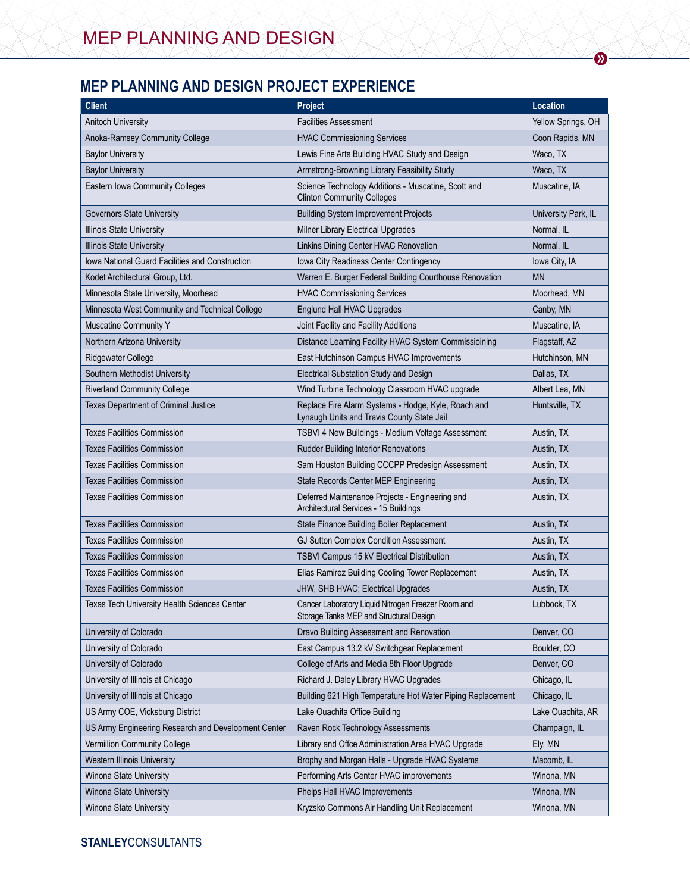# MEP PLANNING AND DESIGN

## MEP PLANNING AND DESIGN PROJECT EXPERIENCE

| Client | Project | Location |
|---|---|---|
| Anitoch University | Facilities Assessment | Yellow Springs, OH |
| Anoka-Ramsey Community College | HVAC Commissioning Services | Coon Rapids, MN |
| Baylor University | Lewis Fine Arts Building HVAC Study and Design | Waco, TX |
| Baylor University | Armstrong-Browning Library Feasibility Study | Waco, TX |
| Eastern Iowa Community Colleges | Science Technology Additions - Muscatine, Scott and Clinton Community Colleges | Muscatine, IA |
| Governors State University | Building System Improvement Projects | University Park, IL |
| Illinois State University | Milner Library Electrical Upgrades | Normal, IL |
| Illinois State University | Linkins Dining Center HVAC Renovation | Normal, IL |
| Iowa National Guard Facilities and Construction | Iowa City Readiness Center Contingency | Iowa City, IA |
| Kodet Architectural Group, Ltd. | Warren E. Burger Federal Building Courthouse Renovation | MN |
| Minnesota State University, Moorhead | HVAC Commissioning Services | Moorhead, MN |
| Minnesota West Community and Technical College | Englund Hall HVAC Upgrades | Canby, MN |
| Muscatine Community Y | Joint Facility and Facility Additions | Muscatine, IA |
| Northern Arizona University | Distance Learning Facility HVAC System Commissioining | Flagstaff, AZ |
| Ridgewater College | East Hutchinson Campus HVAC Improvements | Hutchinson, MN |
| Southern Methodist University | Electrical Substation Study and Design | Dallas, TX |
| Riverland Community College | Wind Turbine Technology Classroom HVAC upgrade | Albert Lea, MN |
| Texas Department of Criminal Justice | Replace Fire Alarm Systems - Hodge, Kyle, Roach and Lynaugh Units and Travis County State Jail | Huntsville, TX |
| Texas Facilities Commission | TSBVI 4 New Buildings - Medium Voltage Assessment | Austin, TX |
| Texas Facilities Commission | Rudder Building Interior Renovations | Austin, TX |
| Texas Facilities Commission | Sam Houston Building CCCPP Predesign Assessment | Austin, TX |
| Texas Facilities Commission | State Records Center MEP Engineering | Austin, TX |
| Texas Facilities Commission | Deferred Maintenance Projects - Engineering and Architectural Services - 15 Buildings | Austin, TX |
| Texas Facilities Commission | State Finance Building Boiler Replacement | Austin, TX |
| Texas Facilities Commission | GJ Sutton Complex Condition Assessment | Austin, TX |
| Texas Facilities Commission | TSBVI Campus 15 kV Electrical Distribution | Austin, TX |
| Texas Facilities Commission | Elias Ramirez Building Cooling Tower Replacement | Austin, TX |
| Texas Facilities Commission | JHW, SHB HVAC; Electrical Upgrades | Austin, TX |
| Texas Tech University Health Sciences Center | Cancer Laboratory Liquid Nitrogen Freezer Room and Storage Tanks MEP and Structural Design | Lubbock, TX |
| University of Colorado | Dravo Building Assessment and Renovation | Denver, CO |
| University of Colorado | East Campus 13.2 kV Switchgear Replacement | Boulder, CO |
| University of Colorado | College of Arts and Media 8th Floor Upgrade | Denver, CO |
| University of Illinois at Chicago | Richard J. Daley Library HVAC Upgrades | Chicago, IL |
| University of Illinois at Chicago | Building 621 High Temperature Hot Water Piping Replacement | Chicago, IL |
| US Army COE, Vicksburg District | Lake Ouachita Office Building | Lake Ouachita, AR |
| US Army Engineering Research and Development Center | Raven Rock Technology Assessments | Champaign, IL |
| Vermillion Community College | Library and Offce Administration Area HVAC Upgrade | Ely, MN |
| Western Illinois University | Brophy and Morgan Halls - Upgrade HVAC Systems | Macomb, IL |
| Winona State University | Performing Arts Center HVAC improvements | Winona, MN |
| Winona State University | Phelps Hall HVAC Improvements | Winona, MN |
| Winona State University | Kryzsko Commons Air Handling Unit Replacement | Winona, MN |